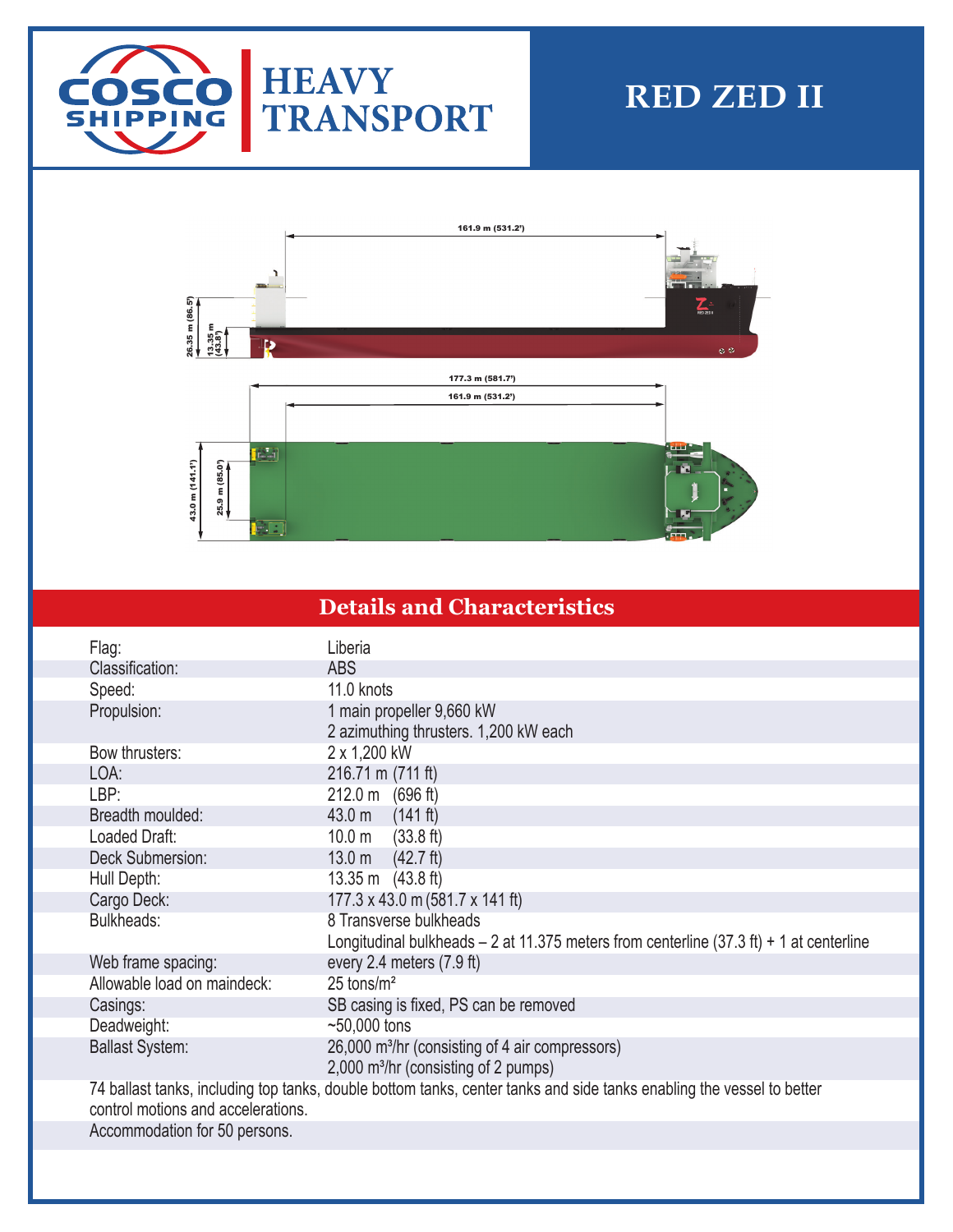COSCO SHIPPING | HEAVY TRANSPORT

# RED ZED II

161.9 m (531.2')

26.35 m (86.5')

13.35 m (43.8')

177.3 m (581.7')

161.9 m (531.2')

43.0 m (141.1')

25.9 m (85.0')

## Details and Characteristics

| | |
|---|---|
| Flag: | Liberia |
| Classification: | ABS |
| Speed: | 11.0 knots |
| Propulsion: | 1 main propeller 9,660 kW<br>2 azimuthing thrusters. 1,200 kW each |
| Bow thrusters: | 2 x 1,200 kW |
| LOA: | 216.71 m (711 ft) |
| LBP: | 212.0 m (696 ft) |
| Breadth moulded: | 43.0 m (141 ft) |
| Loaded Draft: | 10.0 m (33.8 ft) |
| Deck Submersion: | 13.0 m (42.7 ft) |
| Hull Depth: | 13.35 m (43.8 ft) |
| Cargo Deck: | 177.3 x 43.0 m (581.7 x 141 ft) |
| Bulkheads: | 8 Transverse bulkheads<br>Longitudinal bulkheads – 2 at 11.375 meters from centerline (37.3 ft) + 1 at centerline |
| Web frame spacing: | every 2.4 meters (7.9 ft) |
| Allowable load on maindeck: | 25 tons/m² |
| Casings: | SB casing is fixed, PS can be removed |
| Deadweight: | ~50,000 tons |
| Ballast System: | 26,000 m³/hr (consisting of 4 air compressors)<br>2,000 m³/hr (consisting of 2 pumps) |

74 ballast tanks, including top tanks, double bottom tanks, center tanks and side tanks enabling the vessel to better control motions and accelerations.

Accommodation for 50 persons.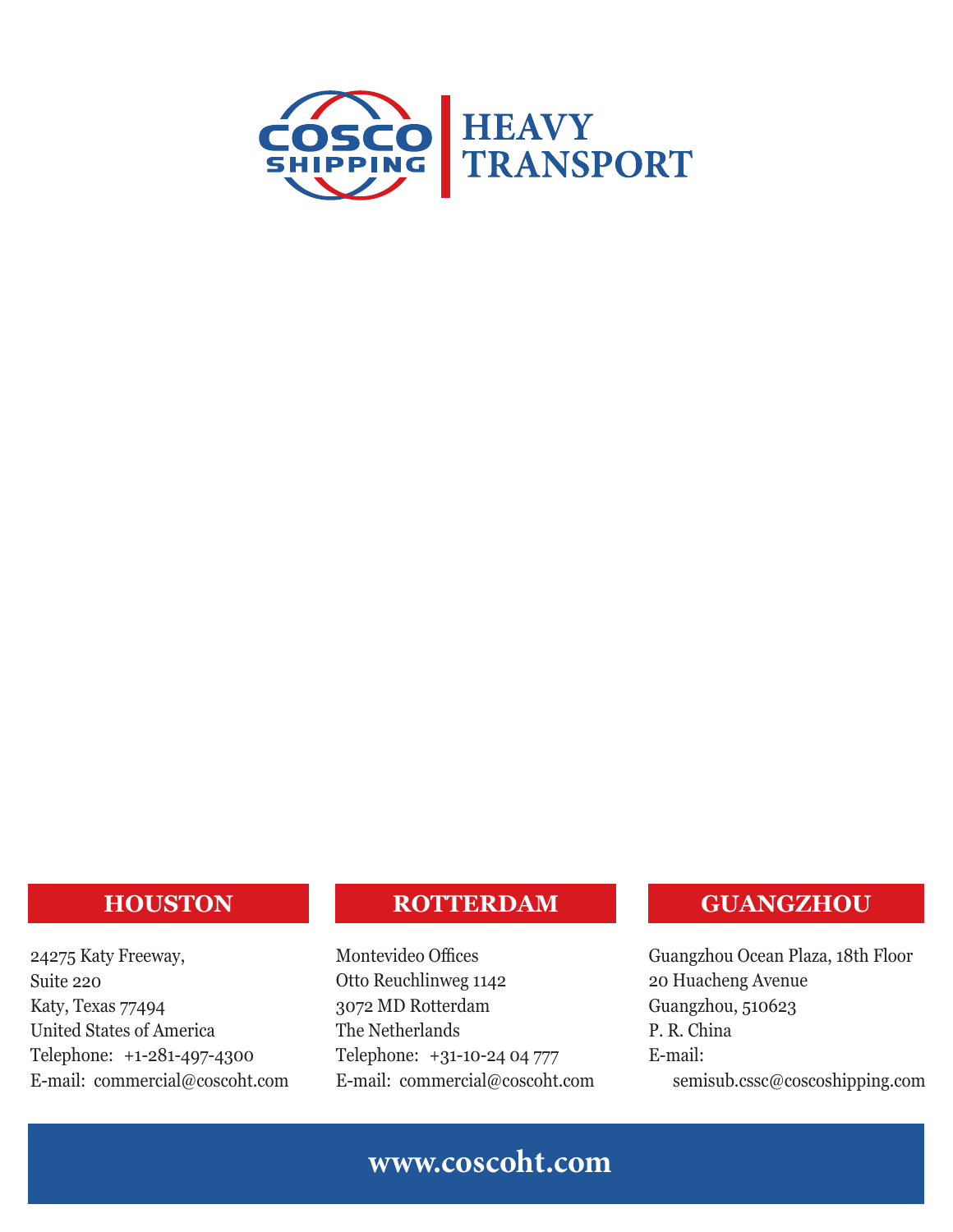COSCO SHIPPING | HEAVY TRANSPORT

## HOUSTON

24275 Katy Freeway,
Suite 220
Katy, Texas 77494
United States of America
Telephone: +1-281-497-4300
E-mail: commercial@coscoht.com

## ROTTERDAM

Montevideo Offices
Otto Reuchlinweg 1142
3072 MD Rotterdam
The Netherlands
Telephone: +31-10-24 04 777
E-mail: commercial@coscoht.com

## GUANGZHOU

Guangzhou Ocean Plaza, 18th Floor
20 Huacheng Avenue
Guangzhou, 510623
P. R. China
E-mail:
semisub.cssc@coscoshipping.com

**www.coscoht.com**